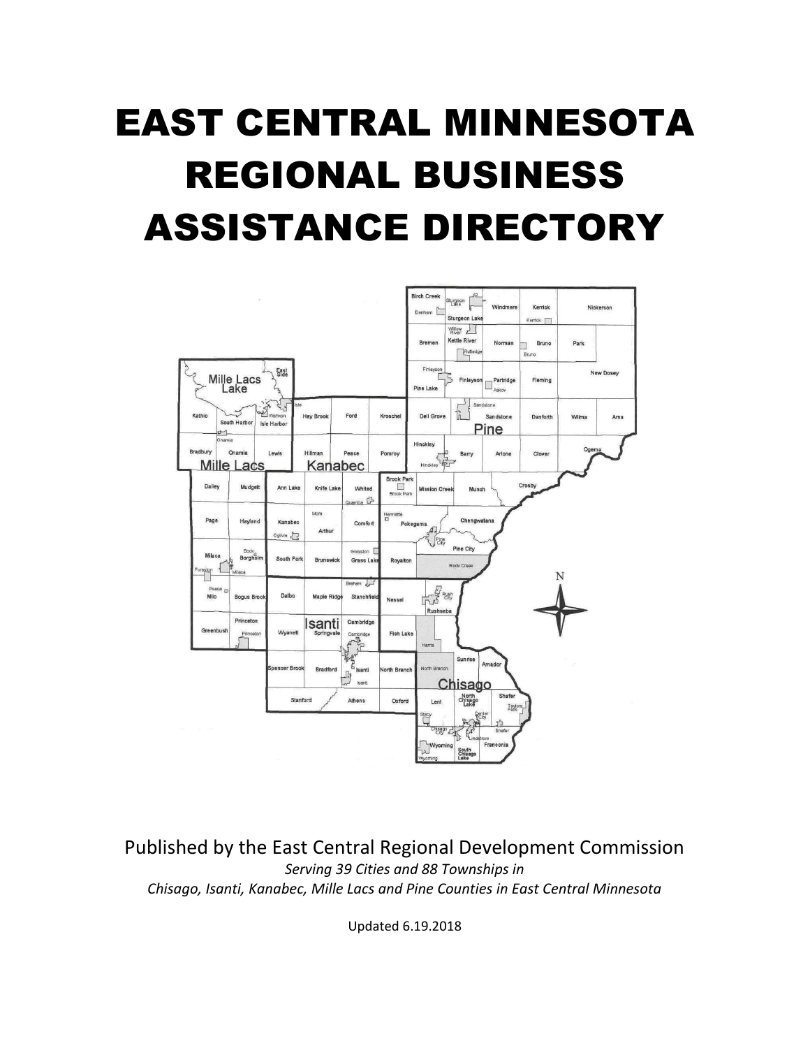# EAST CENTRAL MINNESOTA REGIONAL BUSINESS ASSISTANCE DIRECTORY

Published by the East Central Regional Development Commission

*Serving 39 Cities and 88 Townships in*

*Chisago, Isanti, Kanabec, Mille Lacs and Pine Counties in East Central Minnesota*

Updated 6.19.2018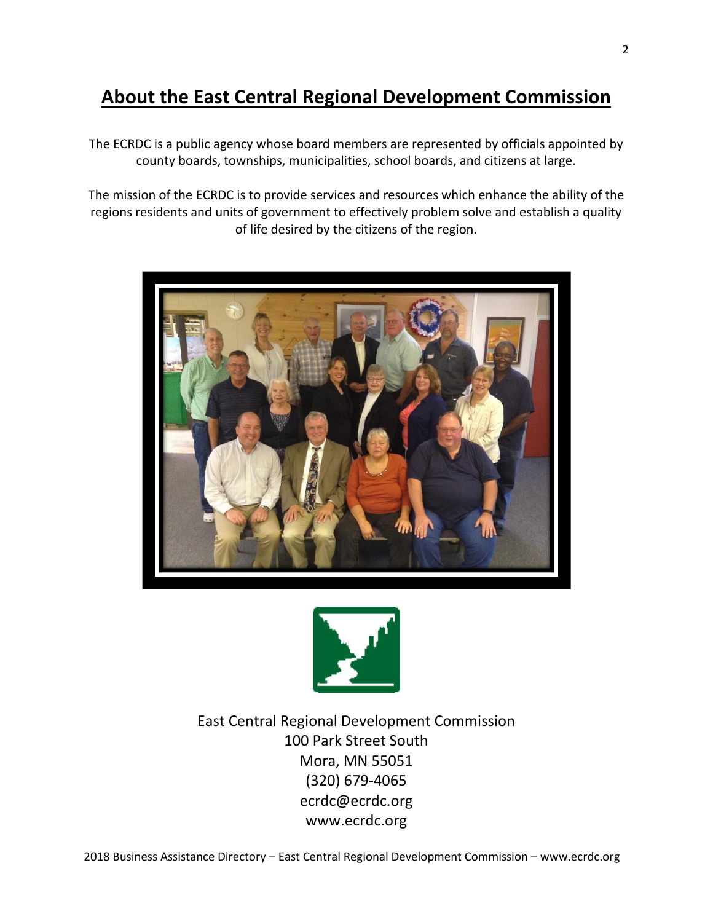# About the East Central Regional Development Commission

The ECRDC is a public agency whose board members are represented by officials appointed by county boards, townships, municipalities, school boards, and citizens at large.

The mission of the ECRDC is to provide services and resources which enhance the ability of the regions residents and units of government to effectively problem solve and establish a quality of life desired by the citizens of the region.

East Central Regional Development Commission
100 Park Street South
Mora, MN 55051
(320) 679-4065
ecrdc@ecrdc.org
www.ecrdc.org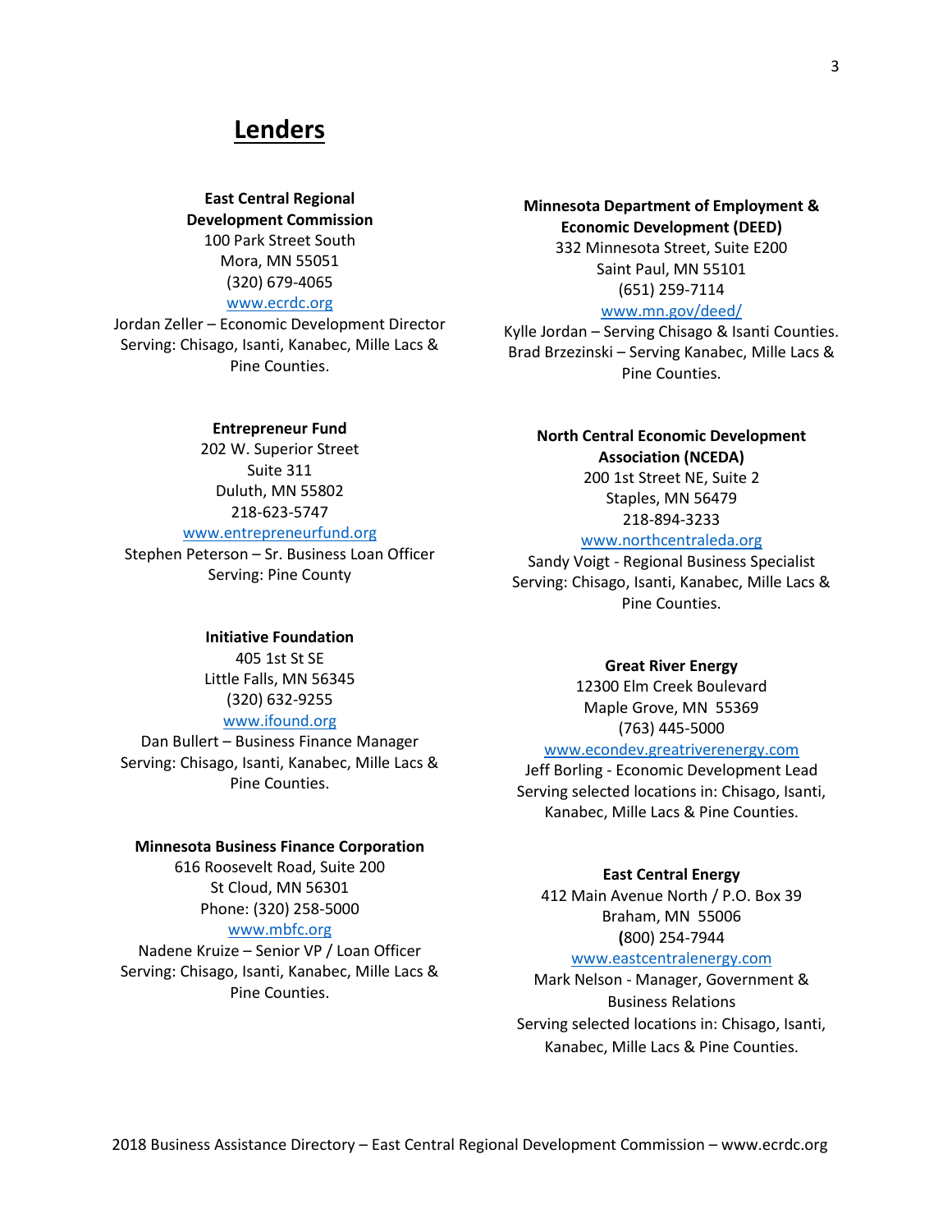## Lenders

**East Central Regional Development Commission**
100 Park Street South
Mora, MN 55051
(320) 679-4065
www.ecrdc.org
Jordan Zeller – Economic Development Director
Serving: Chisago, Isanti, Kanabec, Mille Lacs & Pine Counties.

**Entrepreneur Fund**
202 W. Superior Street
Suite 311
Duluth, MN 55802
218-623-5747
www.entrepreneurfund.org
Stephen Peterson – Sr. Business Loan Officer
Serving: Pine County

**Initiative Foundation**
405 1st St SE
Little Falls, MN 56345
(320) 632-9255
www.ifound.org
Dan Bullert – Business Finance Manager
Serving: Chisago, Isanti, Kanabec, Mille Lacs & Pine Counties.

**Minnesota Business Finance Corporation**
616 Roosevelt Road, Suite 200
St Cloud, MN 56301
Phone: (320) 258-5000
www.mbfc.org
Nadene Kruize – Senior VP / Loan Officer
Serving: Chisago, Isanti, Kanabec, Mille Lacs & Pine Counties.

**Minnesota Department of Employment & Economic Development (DEED)**
332 Minnesota Street, Suite E200
Saint Paul, MN 55101
(651) 259-7114
www.mn.gov/deed/
Kylle Jordan – Serving Chisago & Isanti Counties.
Brad Brzezinski – Serving Kanabec, Mille Lacs & Pine Counties.

**North Central Economic Development Association (NCEDA)**
200 1st Street NE, Suite 2
Staples, MN 56479
218-894-3233
www.northcentraleda.org
Sandy Voigt - Regional Business Specialist
Serving: Chisago, Isanti, Kanabec, Mille Lacs & Pine Counties.

**Great River Energy**
12300 Elm Creek Boulevard
Maple Grove, MN 55369
(763) 445-5000
www.econdev.greatriverenergy.com
Jeff Borling - Economic Development Lead
Serving selected locations in: Chisago, Isanti, Kanabec, Mille Lacs & Pine Counties.

**East Central Energy**
412 Main Avenue North / P.O. Box 39
Braham, MN 55006
(800) 254-7944
www.eastcentralenergy.com
Mark Nelson - Manager, Government & Business Relations
Serving selected locations in: Chisago, Isanti, Kanabec, Mille Lacs & Pine Counties.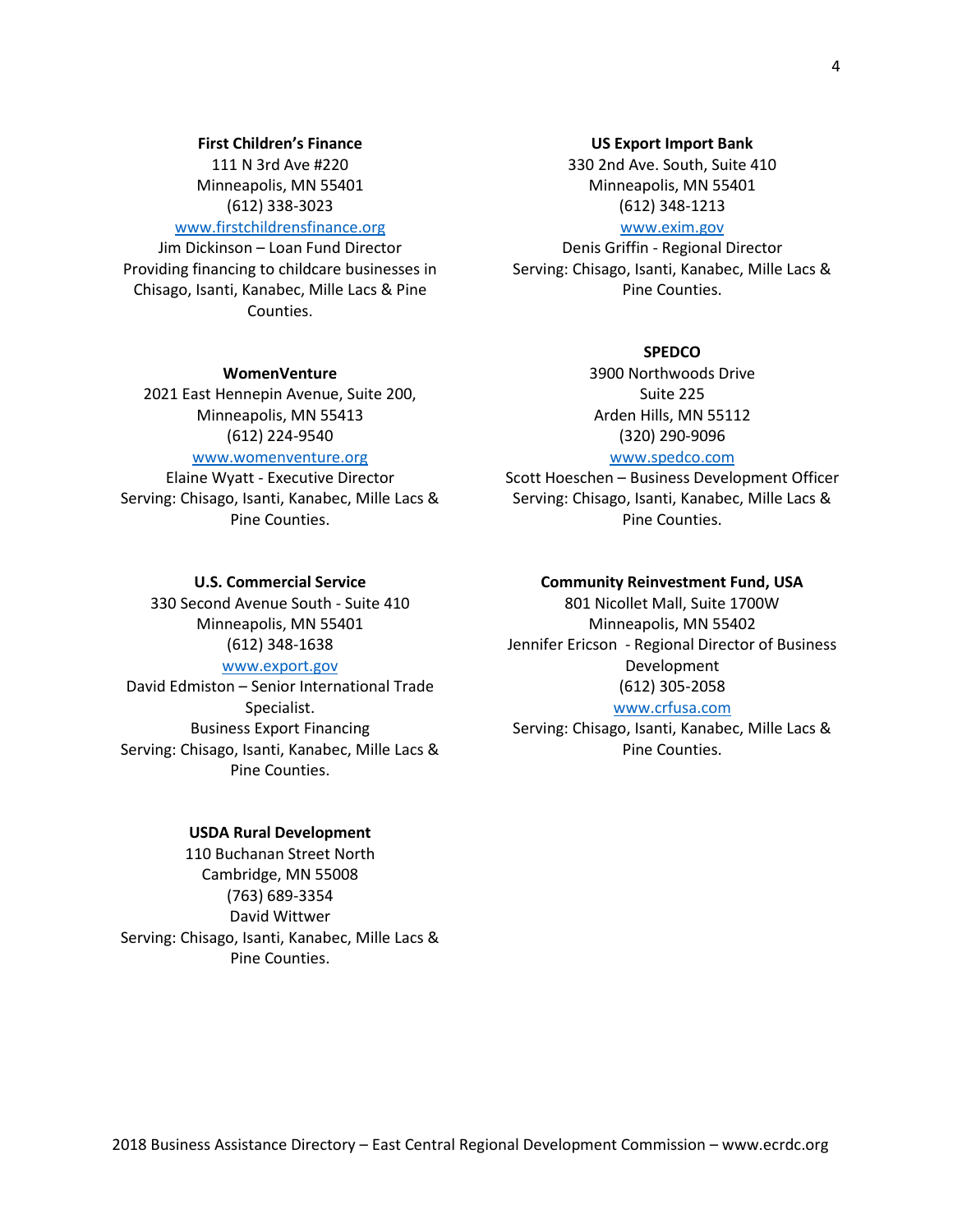**First Children's Finance**
111 N 3rd Ave #220
Minneapolis, MN 55401
(612) 338-3023
www.firstchildrensfinance.org
Jim Dickinson – Loan Fund Director
Providing financing to childcare businesses in Chisago, Isanti, Kanabec, Mille Lacs & Pine Counties.

**WomenVenture**
2021 East Hennepin Avenue, Suite 200,
Minneapolis, MN 55413
(612) 224-9540
www.womenventure.org
Elaine Wyatt - Executive Director
Serving: Chisago, Isanti, Kanabec, Mille Lacs & Pine Counties.

**U.S. Commercial Service**
330 Second Avenue South - Suite 410
Minneapolis, MN 55401
(612) 348-1638
www.export.gov
David Edmiston – Senior International Trade Specialist.
Business Export Financing
Serving: Chisago, Isanti, Kanabec, Mille Lacs & Pine Counties.

**USDA Rural Development**
110 Buchanan Street North
Cambridge, MN 55008
(763) 689-3354
David Wittwer
Serving: Chisago, Isanti, Kanabec, Mille Lacs & Pine Counties.

**US Export Import Bank**
330 2nd Ave. South, Suite 410
Minneapolis, MN 55401
(612) 348-1213
www.exim.gov
Denis Griffin - Regional Director
Serving: Chisago, Isanti, Kanabec, Mille Lacs & Pine Counties.

**SPEDCO**
3900 Northwoods Drive
Suite 225
Arden Hills, MN 55112
(320) 290-9096
www.spedco.com
Scott Hoeschen – Business Development Officer
Serving: Chisago, Isanti, Kanabec, Mille Lacs & Pine Counties.

**Community Reinvestment Fund, USA**
801 Nicollet Mall, Suite 1700W
Minneapolis, MN 55402
Jennifer Ericson - Regional Director of Business Development
(612) 305-2058
www.crfusa.com
Serving: Chisago, Isanti, Kanabec, Mille Lacs & Pine Counties.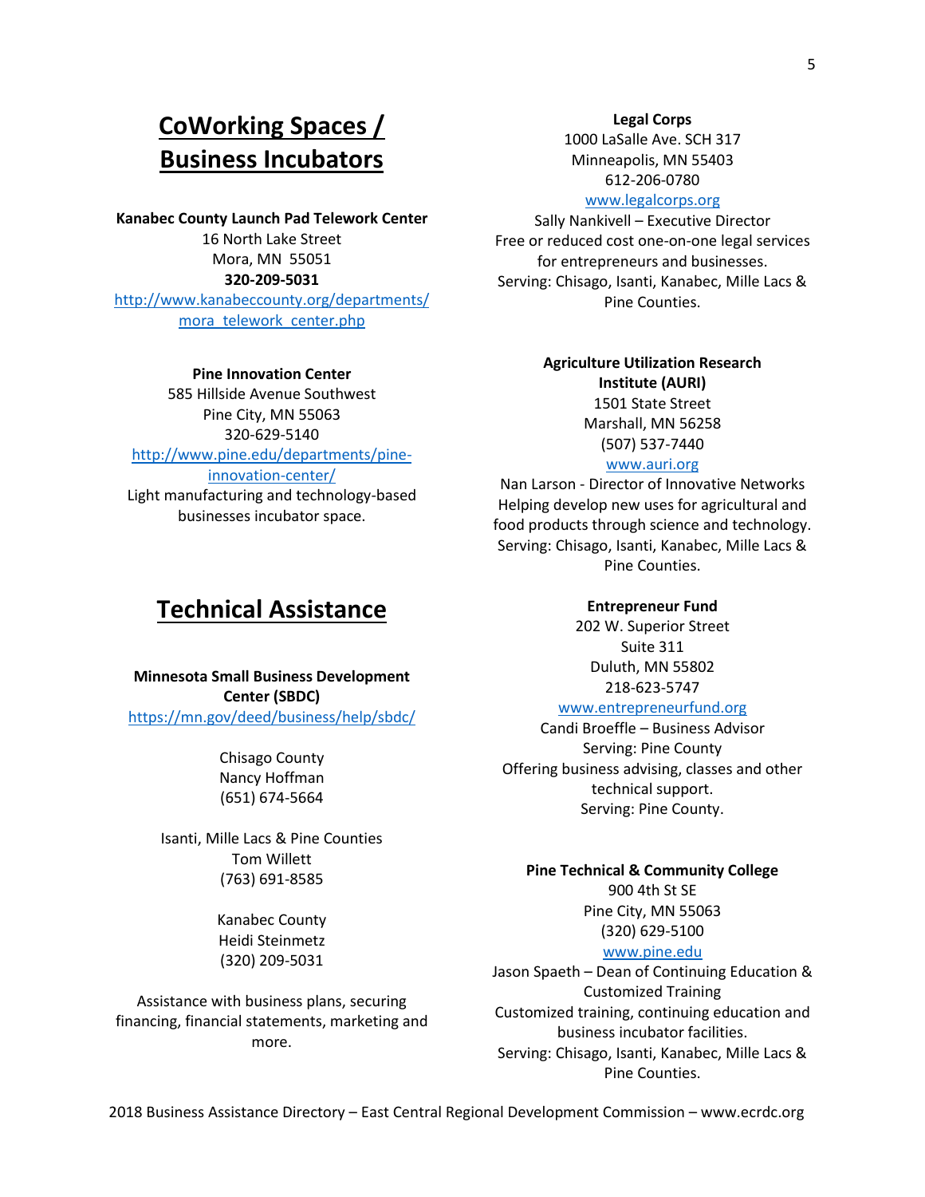## CoWorking Spaces / Business Incubators

**Kanabec County Launch Pad Telework Center**
16 North Lake Street
Mora, MN 55051
**320-209-5031**
http://www.kanabeccounty.org/departments/mora_telework_center.php

**Pine Innovation Center**
585 Hillside Avenue Southwest
Pine City, MN 55063
320-629-5140
http://www.pine.edu/departments/pine-innovation-center/
Light manufacturing and technology-based businesses incubator space.

## Technical Assistance

**Minnesota Small Business Development Center (SBDC)**
https://mn.gov/deed/business/help/sbdc/

Chisago County
Nancy Hoffman
(651) 674-5664

Isanti, Mille Lacs & Pine Counties
Tom Willett
(763) 691-8585

Kanabec County
Heidi Steinmetz
(320) 209-5031

Assistance with business plans, securing financing, financial statements, marketing and more.

**Legal Corps**
1000 LaSalle Ave. SCH 317
Minneapolis, MN 55403
612-206-0780
www.legalcorps.org
Sally Nankivell – Executive Director
Free or reduced cost one-on-one legal services for entrepreneurs and businesses.
Serving: Chisago, Isanti, Kanabec, Mille Lacs & Pine Counties.

**Agriculture Utilization Research Institute (AURI)**
1501 State Street
Marshall, MN 56258
(507) 537-7440
www.auri.org
Nan Larson - Director of Innovative Networks
Helping develop new uses for agricultural and food products through science and technology.
Serving: Chisago, Isanti, Kanabec, Mille Lacs & Pine Counties.

**Entrepreneur Fund**
202 W. Superior Street
Suite 311
Duluth, MN 55802
218-623-5747
www.entrepreneurfund.org
Candi Broeffle – Business Advisor
Serving: Pine County
Offering business advising, classes and other technical support.
Serving: Pine County.

**Pine Technical & Community College**
900 4th St SE
Pine City, MN 55063
(320) 629-5100
www.pine.edu
Jason Spaeth – Dean of Continuing Education & Customized Training
Customized training, continuing education and business incubator facilities.
Serving: Chisago, Isanti, Kanabec, Mille Lacs & Pine Counties.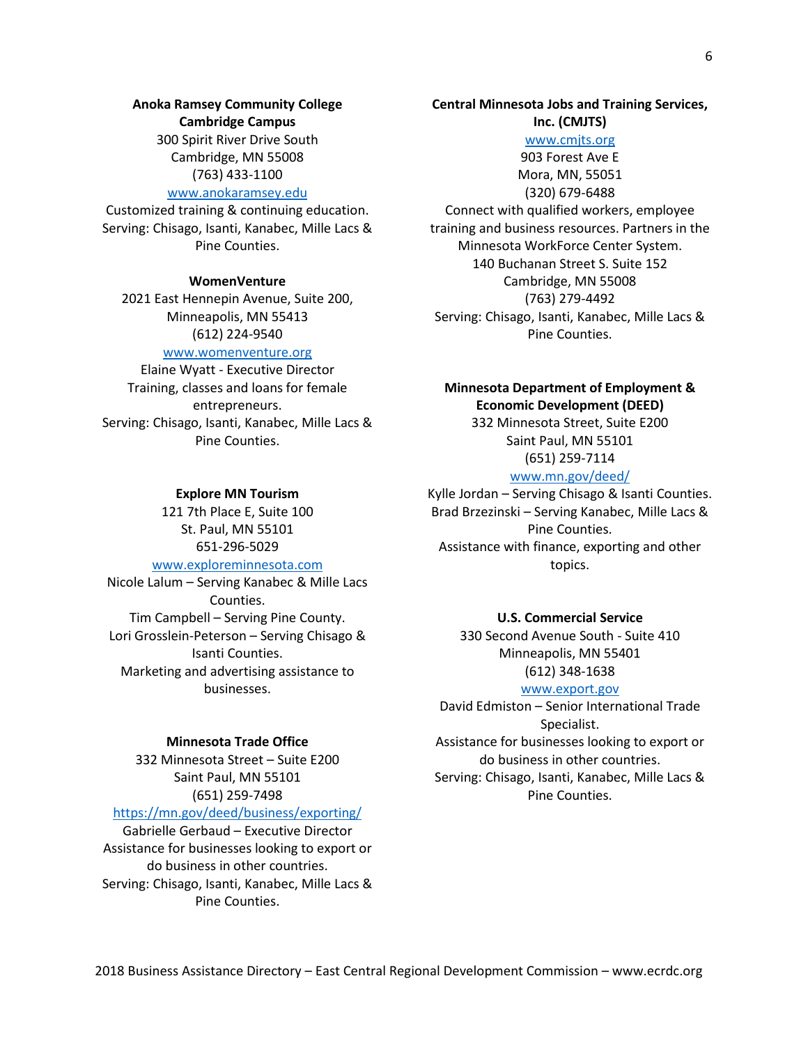**Anoka Ramsey Community College Cambridge Campus**

300 Spirit River Drive South
Cambridge, MN 55008
(763) 433-1100
www.anokaramsey.edu
Customized training & continuing education.
Serving: Chisago, Isanti, Kanabec, Mille Lacs & Pine Counties.

**WomenVenture**

2021 East Hennepin Avenue, Suite 200,
Minneapolis, MN 55413
(612) 224-9540
www.womenventure.org
Elaine Wyatt - Executive Director
Training, classes and loans for female entrepreneurs.
Serving: Chisago, Isanti, Kanabec, Mille Lacs & Pine Counties.

**Explore MN Tourism**

121 7th Place E, Suite 100
St. Paul, MN 55101
651-296-5029
www.exploreminnesota.com
Nicole Lalum – Serving Kanabec & Mille Lacs Counties.
Tim Campbell – Serving Pine County.
Lori Grosslein-Peterson – Serving Chisago & Isanti Counties.
Marketing and advertising assistance to businesses.

**Minnesota Trade Office**

332 Minnesota Street – Suite E200
Saint Paul, MN 55101
(651) 259-7498
https://mn.gov/deed/business/exporting/
Gabrielle Gerbaud – Executive Director
Assistance for businesses looking to export or do business in other countries.
Serving: Chisago, Isanti, Kanabec, Mille Lacs & Pine Counties.

**Central Minnesota Jobs and Training Services, Inc. (CMJTS)**

www.cmjts.org
903 Forest Ave E
Mora, MN, 55051
(320) 679-6488
Connect with qualified workers, employee training and business resources. Partners in the Minnesota WorkForce Center System.
140 Buchanan Street S. Suite 152
Cambridge, MN 55008
(763) 279-4492
Serving: Chisago, Isanti, Kanabec, Mille Lacs & Pine Counties.

**Minnesota Department of Employment & Economic Development (DEED)**

332 Minnesota Street, Suite E200
Saint Paul, MN 55101
(651) 259-7114
www.mn.gov/deed/
Kylle Jordan – Serving Chisago & Isanti Counties.
Brad Brzezinski – Serving Kanabec, Mille Lacs & Pine Counties.
Assistance with finance, exporting and other topics.

**U.S. Commercial Service**

330 Second Avenue South - Suite 410
Minneapolis, MN 55401
(612) 348-1638
www.export.gov
David Edmiston – Senior International Trade Specialist.
Assistance for businesses looking to export or do business in other countries.
Serving: Chisago, Isanti, Kanabec, Mille Lacs & Pine Counties.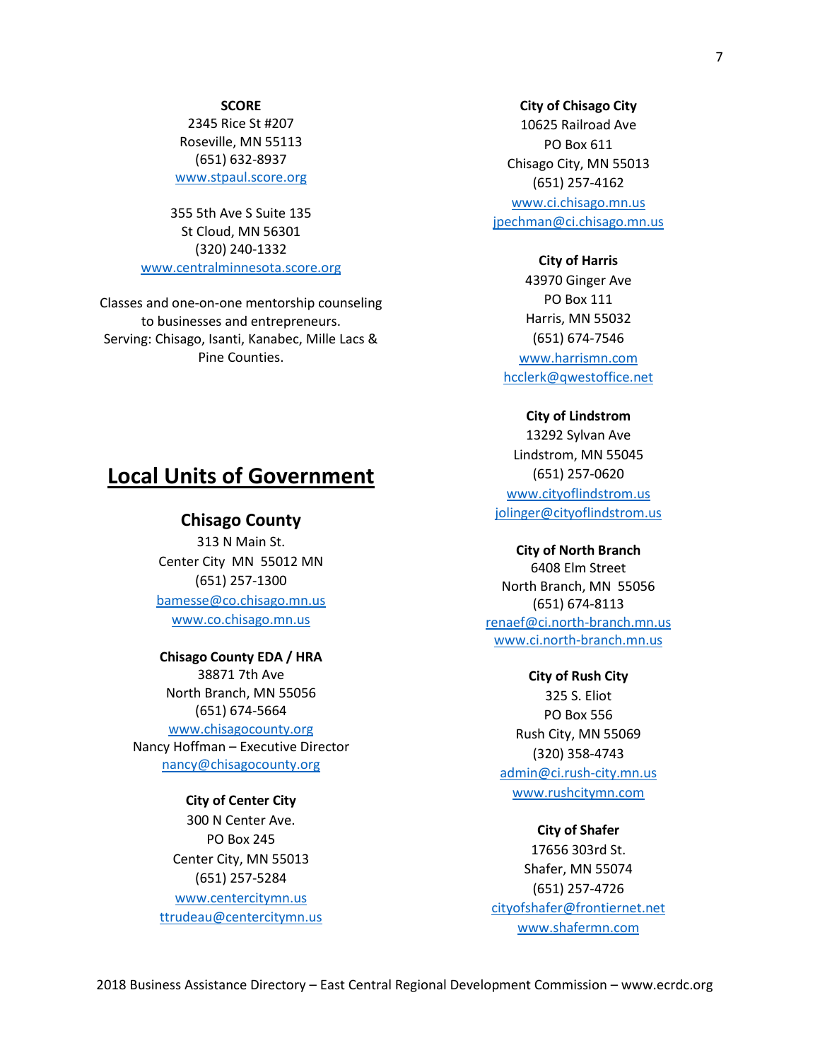**SCORE**
2345 Rice St #207
Roseville, MN 55113
(651) 632-8937
www.stpaul.score.org

355 5th Ave S Suite 135
St Cloud, MN 56301
(320) 240-1332
www.centralminnesota.score.org

Classes and one-on-one mentorship counseling to businesses and entrepreneurs.
Serving: Chisago, Isanti, Kanabec, Mille Lacs & Pine Counties.

## Local Units of Government

### Chisago County

313 N Main St.
Center City MN 55012 MN
(651) 257-1300
bamesse@co.chisago.mn.us
www.co.chisago.mn.us

**Chisago County EDA / HRA**
38871 7th Ave
North Branch, MN 55056
(651) 674-5664
www.chisagocounty.org
Nancy Hoffman – Executive Director
nancy@chisagocounty.org

**City of Center City**
300 N Center Ave.
PO Box 245
Center City, MN 55013
(651) 257-5284
www.centercitymn.us
ttrudeau@centercitymn.us

**City of Chisago City**
10625 Railroad Ave
PO Box 611
Chisago City, MN 55013
(651) 257-4162
www.ci.chisago.mn.us
jpechman@ci.chisago.mn.us

**City of Harris**
43970 Ginger Ave
PO Box 111
Harris, MN 55032
(651) 674-7546
www.harrismn.com
hcclerk@qwestoffice.net

**City of Lindstrom**
13292 Sylvan Ave
Lindstrom, MN 55045
(651) 257-0620
www.cityoflindstrom.us
jolinger@cityoflindstrom.us

**City of North Branch**
6408 Elm Street
North Branch, MN 55056
(651) 674-8113
renaef@ci.north-branch.mn.us
www.ci.north-branch.mn.us

**City of Rush City**
325 S. Eliot
PO Box 556
Rush City, MN 55069
(320) 358-4743
admin@ci.rush-city.mn.us
www.rushcitymn.com

**City of Shafer**
17656 303rd St.
Shafer, MN 55074
(651) 257-4726
cityofshafer@frontiernet.net
www.shafermn.com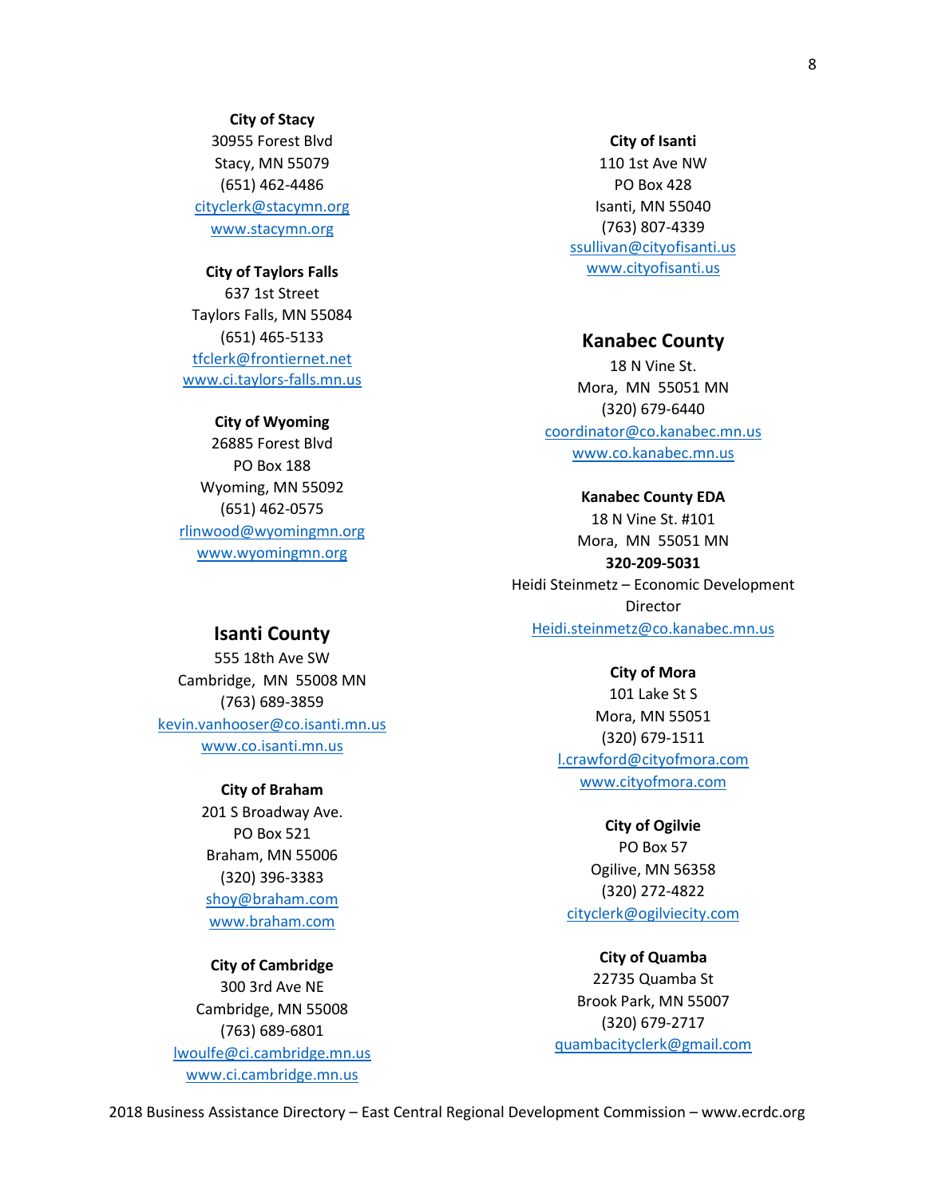**City of Stacy**
30955 Forest Blvd
Stacy, MN 55079
(651) 462-4486
cityclerk@stacymn.org
www.stacymn.org

**City of Taylors Falls**
637 1st Street
Taylors Falls, MN 55084
(651) 465-5133
tfclerk@frontiernet.net
www.ci.taylors-falls.mn.us

**City of Wyoming**
26885 Forest Blvd
PO Box 188
Wyoming, MN 55092
(651) 462-0575
rlinwood@wyomingmn.org
www.wyomingmn.org

## Isanti County

555 18th Ave SW
Cambridge, MN 55008 MN
(763) 689-3859
kevin.vanhooser@co.isanti.mn.us
www.co.isanti.mn.us

**City of Braham**
201 S Broadway Ave.
PO Box 521
Braham, MN 55006
(320) 396-3383
shoy@braham.com
www.braham.com

**City of Cambridge**
300 3rd Ave NE
Cambridge, MN 55008
(763) 689-6801
lwoulfe@ci.cambridge.mn.us
www.ci.cambridge.mn.us

**City of Isanti**
110 1st Ave NW
PO Box 428
Isanti, MN 55040
(763) 807-4339
ssullivan@cityofisanti.us
www.cityofisanti.us

## Kanabec County

18 N Vine St.
Mora, MN 55051 MN
(320) 679-6440
coordinator@co.kanabec.mn.us
www.co.kanabec.mn.us

**Kanabec County EDA**
18 N Vine St. #101
Mora, MN 55051 MN
**320-209-5031**
Heidi Steinmetz – Economic Development Director
Heidi.steinmetz@co.kanabec.mn.us

**City of Mora**
101 Lake St S
Mora, MN 55051
(320) 679-1511
l.crawford@cityofmora.com
www.cityofmora.com

**City of Ogilvie**
PO Box 57
Ogilive, MN 56358
(320) 272-4822
cityclerk@ogilviecity.com

**City of Quamba**
22735 Quamba St
Brook Park, MN 55007
(320) 679-2717
quambacityclerk@gmail.com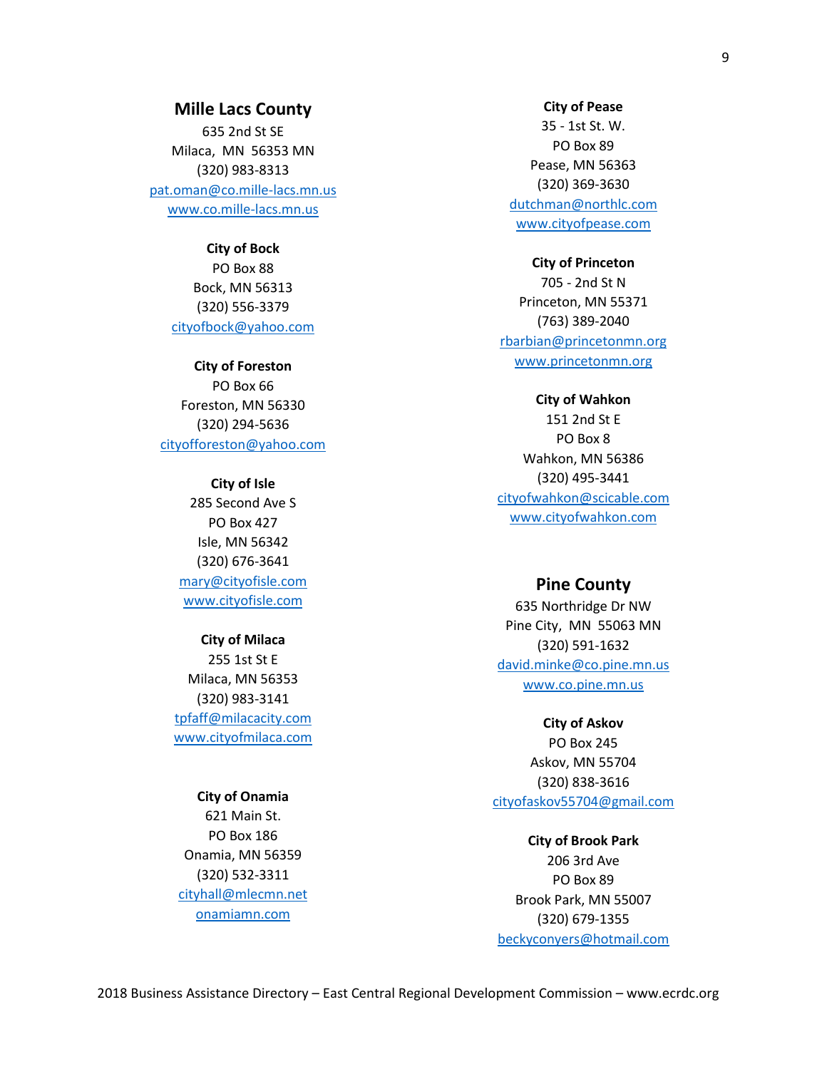## Mille Lacs County

635 2nd St SE
Milaca, MN 56353 MN
(320) 983-8313
pat.oman@co.mille-lacs.mn.us
www.co.mille-lacs.mn.us

**City of Bock**
PO Box 88
Bock, MN 56313
(320) 556-3379
cityofbock@yahoo.com

**City of Foreston**
PO Box 66
Foreston, MN 56330
(320) 294-5636
cityofforeston@yahoo.com

**City of Isle**
285 Second Ave S
PO Box 427
Isle, MN 56342
(320) 676-3641
mary@cityofisle.com
www.cityofisle.com

**City of Milaca**
255 1st St E
Milaca, MN 56353
(320) 983-3141
tpfaff@milacacity.com
www.cityofmilaca.com

**City of Onamia**
621 Main St.
PO Box 186
Onamia, MN 56359
(320) 532-3311
cityhall@mlecmn.net
onamiamn.com

**City of Pease**
35 - 1st St. W.
PO Box 89
Pease, MN 56363
(320) 369-3630
dutchman@northlc.com
www.cityofpease.com

**City of Princeton**
705 - 2nd St N
Princeton, MN 55371
(763) 389-2040
rbarbian@princetonmn.org
www.princetonmn.org

**City of Wahkon**
151 2nd St E
PO Box 8
Wahkon, MN 56386
(320) 495-3441
cityofwahkon@scicable.com
www.cityofwahkon.com

## Pine County

635 Northridge Dr NW
Pine City, MN 55063 MN
(320) 591-1632
david.minke@co.pine.mn.us
www.co.pine.mn.us

**City of Askov**
PO Box 245
Askov, MN 55704
(320) 838-3616
cityofaskov55704@gmail.com

**City of Brook Park**
206 3rd Ave
PO Box 89
Brook Park, MN 55007
(320) 679-1355
beckyconyers@hotmail.com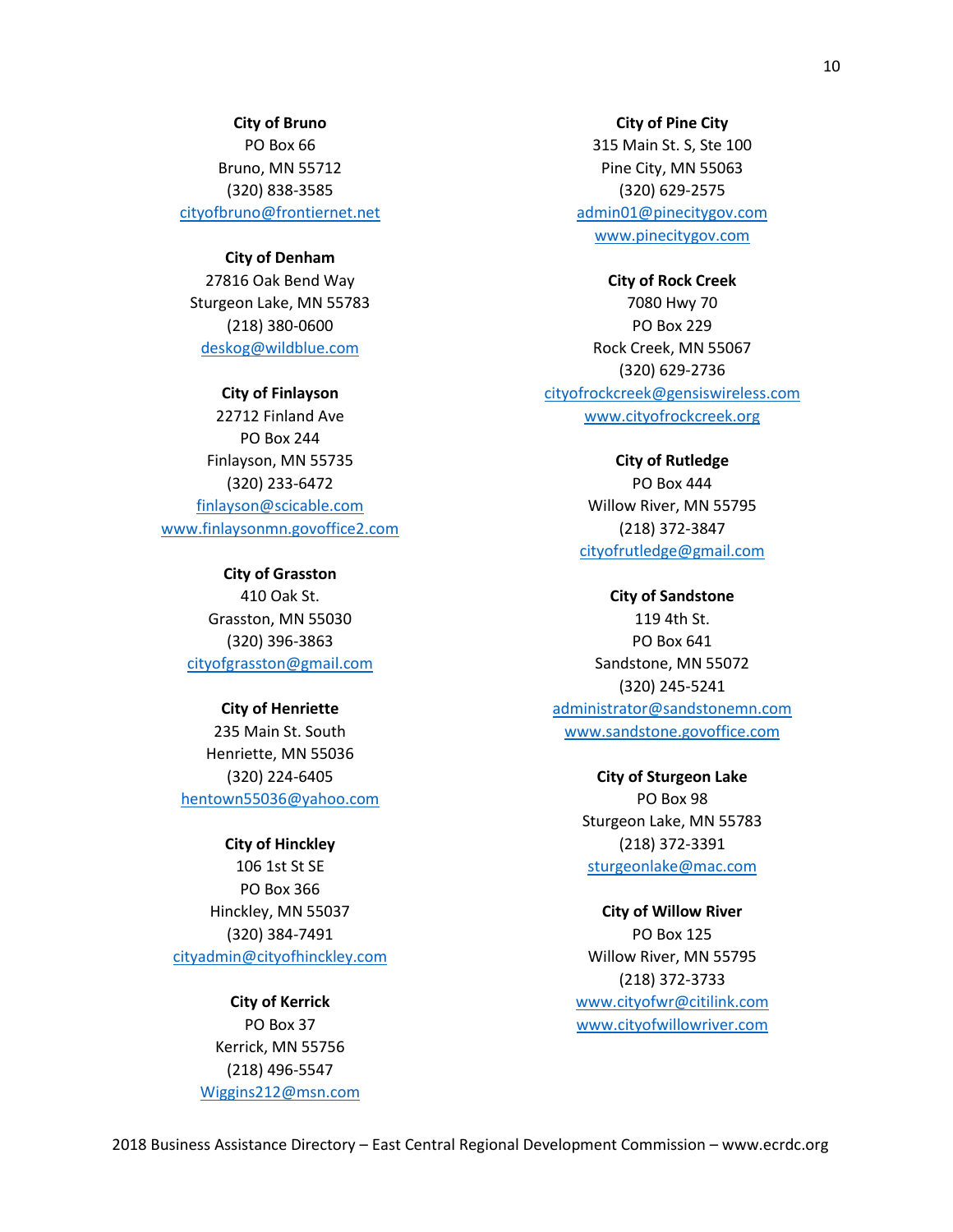**City of Bruno**
PO Box 66
Bruno, MN 55712
(320) 838-3585
cityofbruno@frontiernet.net

**City of Denham**
27816 Oak Bend Way
Sturgeon Lake, MN 55783
(218) 380-0600
deskog@wildblue.com

**City of Finlayson**
22712 Finland Ave
PO Box 244
Finlayson, MN 55735
(320) 233-6472
finlayson@scicable.com
www.finlaysonmn.govoffice2.com

**City of Grasston**
410 Oak St.
Grasston, MN 55030
(320) 396-3863
cityofgrasston@gmail.com

**City of Henriette**
235 Main St. South
Henriette, MN 55036
(320) 224-6405
hentown55036@yahoo.com

**City of Hinckley**
106 1st St SE
PO Box 366
Hinckley, MN 55037
(320) 384-7491
cityadmin@cityofhinckley.com

**City of Kerrick**
PO Box 37
Kerrick, MN 55756
(218) 496-5547
Wiggins212@msn.com

**City of Pine City**
315 Main St. S, Ste 100
Pine City, MN 55063
(320) 629-2575
admin01@pinecitygov.com
www.pinecitygov.com

**City of Rock Creek**
7080 Hwy 70
PO Box 229
Rock Creek, MN 55067
(320) 629-2736
cityofrockcreek@gensiswireless.com
www.cityofrockcreek.org

**City of Rutledge**
PO Box 444
Willow River, MN 55795
(218) 372-3847
cityofrutledge@gmail.com

**City of Sandstone**
119 4th St.
PO Box 641
Sandstone, MN 55072
(320) 245-5241
administrator@sandstonemn.com
www.sandstone.govoffice.com

**City of Sturgeon Lake**
PO Box 98
Sturgeon Lake, MN 55783
(218) 372-3391
sturgeonlake@mac.com

**City of Willow River**
PO Box 125
Willow River, MN 55795
(218) 372-3733
www.cityofwr@citilink.com
www.cityofwillowriver.com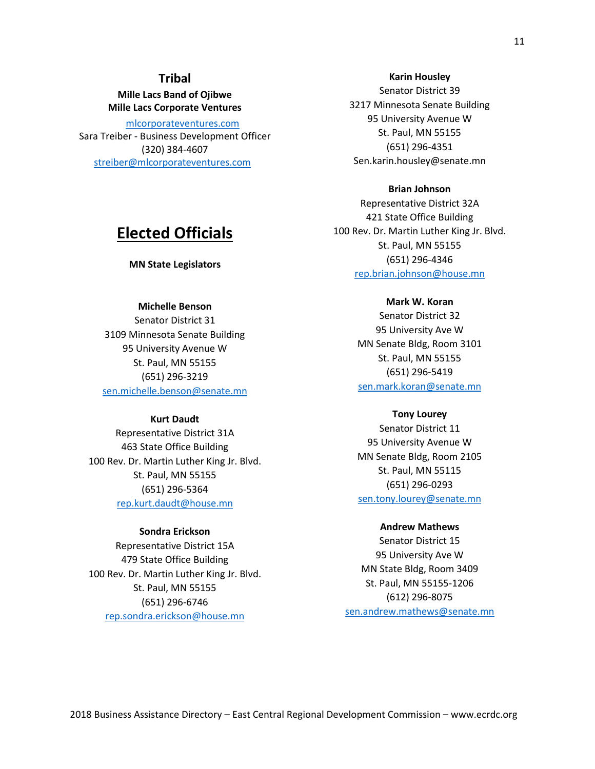## Tribal

**Mille Lacs Band of Ojibwe**
**Mille Lacs Corporate Ventures**

mlcorporateventures.com
Sara Treiber - Business Development Officer
(320) 384-4607
streiber@mlcorporateventures.com

# Elected Officials

**MN State Legislators**

**Michelle Benson**
Senator District 31
3109 Minnesota Senate Building
95 University Avenue W
St. Paul, MN 55155
(651) 296-3219
sen.michelle.benson@senate.mn

**Kurt Daudt**
Representative District 31A
463 State Office Building
100 Rev. Dr. Martin Luther King Jr. Blvd.
St. Paul, MN 55155
(651) 296-5364
rep.kurt.daudt@house.mn

**Sondra Erickson**
Representative District 15A
479 State Office Building
100 Rev. Dr. Martin Luther King Jr. Blvd.
St. Paul, MN 55155
(651) 296-6746
rep.sondra.erickson@house.mn

**Karin Housley**
Senator District 39
3217 Minnesota Senate Building
95 University Avenue W
St. Paul, MN 55155
(651) 296-4351
Sen.karin.housley@senate.mn

**Brian Johnson**
Representative District 32A
421 State Office Building
100 Rev. Dr. Martin Luther King Jr. Blvd.
St. Paul, MN 55155
(651) 296-4346
rep.brian.johnson@house.mn

**Mark W. Koran**
Senator District 32
95 University Ave W
MN Senate Bldg, Room 3101
St. Paul, MN 55155
(651) 296-5419
sen.mark.koran@senate.mn

**Tony Lourey**
Senator District 11
95 University Avenue W
MN Senate Bldg, Room 2105
St. Paul, MN 55115
(651) 296-0293
sen.tony.lourey@senate.mn

**Andrew Mathews**
Senator District 15
95 University Ave W
MN State Bldg, Room 3409
St. Paul, MN 55155-1206
(612) 296-8075
sen.andrew.mathews@senate.mn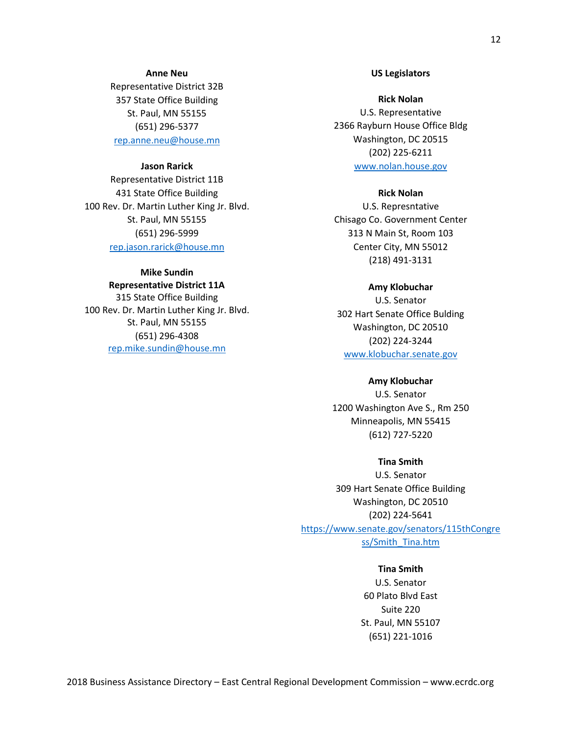**Anne Neu**
Representative District 32B
357 State Office Building
St. Paul, MN 55155
(651) 296-5377
rep.anne.neu@house.mn

**Jason Rarick**
Representative District 11B
431 State Office Building
100 Rev. Dr. Martin Luther King Jr. Blvd.
St. Paul, MN 55155
(651) 296-5999
rep.jason.rarick@house.mn

**Mike Sundin**
**Representative District 11A**
315 State Office Building
100 Rev. Dr. Martin Luther King Jr. Blvd.
St. Paul, MN 55155
(651) 296-4308
rep.mike.sundin@house.mn

**US Legislators**

**Rick Nolan**
U.S. Representative
2366 Rayburn House Office Bldg
Washington, DC 20515
(202) 225-6211
www.nolan.house.gov

**Rick Nolan**
U.S. Represntative
Chisago Co. Government Center
313 N Main St, Room 103
Center City, MN 55012
(218) 491-3131

**Amy Klobuchar**
U.S. Senator
302 Hart Senate Office Bulding
Washington, DC 20510
(202) 224-3244
www.klobuchar.senate.gov

**Amy Klobuchar**
U.S. Senator
1200 Washington Ave S., Rm 250
Minneapolis, MN 55415
(612) 727-5220

**Tina Smith**
U.S. Senator
309 Hart Senate Office Building
Washington, DC 20510
(202) 224-5641
https://www.senate.gov/senators/115thCongress/Smith_Tina.htm

**Tina Smith**
U.S. Senator
60 Plato Blvd East
Suite 220
St. Paul, MN 55107
(651) 221-1016